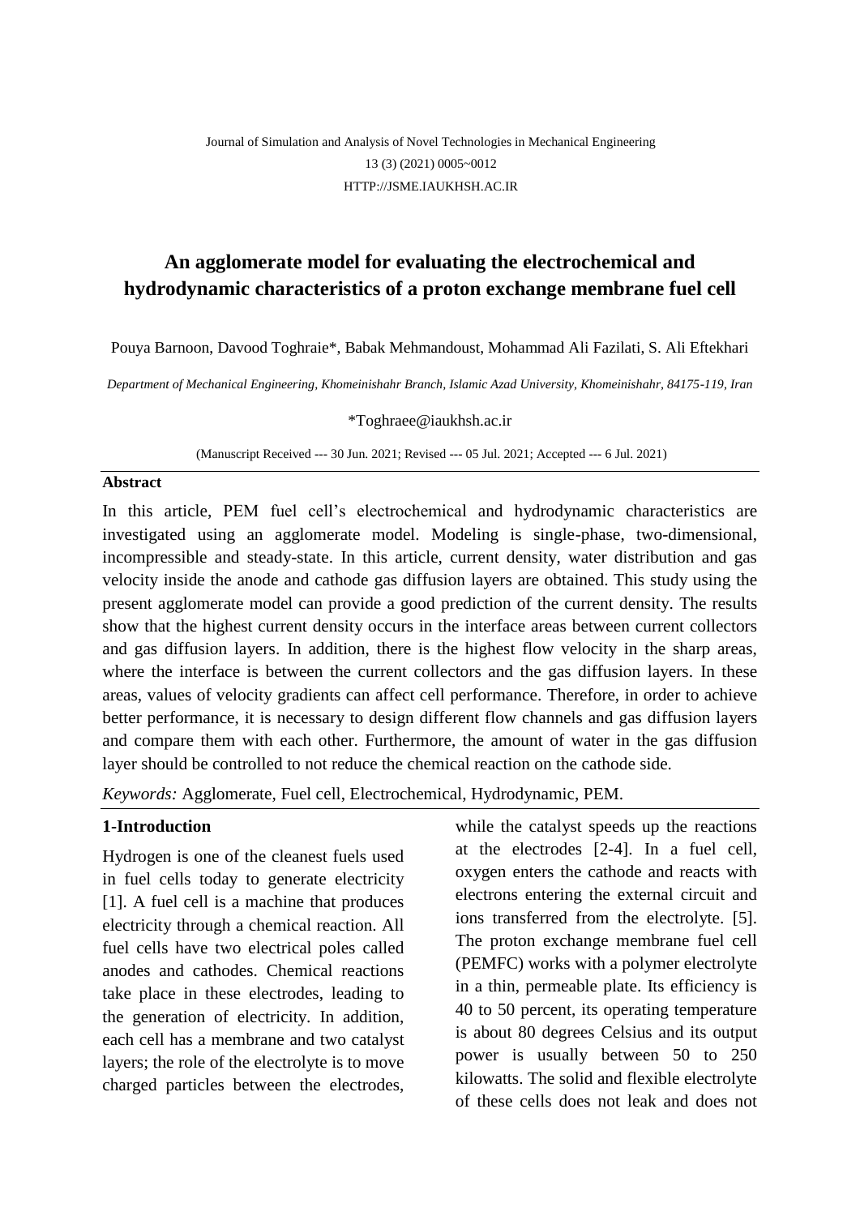# An agglomerate model for evaluating the electrochemical and hydrodynamic characteristics of a proton exchange membrane fuel cell

Pouya Barnoon, Davood Toghraie*, Babak Mehmandoust, Mohammad Ali Fazilati, S. Ali Eftekhari

*Department of Mechanical Engineering, Khomeinishahr Branch, Islamic Azad University, Khomeinishahr, 84175-119, Iran*

*Toghraee@iaukhsh.ac.ir

(Manuscript Received --- 30 Jun. 2021; Revised --- 05 Jul. 2021; Accepted --- 6 Jul. 2021)

**Abstract**

In this article, PEM fuel cell's electrochemical and hydrodynamic characteristics are investigated using an agglomerate model. Modeling is single-phase, two-dimensional, incompressible and steady-state. In this article, current density, water distribution and gas velocity inside the anode and cathode gas diffusion layers are obtained. This study using the present agglomerate model can provide a good prediction of the current density. The results show that the highest current density occurs in the interface areas between current collectors and gas diffusion layers. In addition, there is the highest flow velocity in the sharp areas, where the interface is between the current collectors and the gas diffusion layers. In these areas, values of velocity gradients can affect cell performance. Therefore, in order to achieve better performance, it is necessary to design different flow channels and gas diffusion layers and compare them with each other. Furthermore, the amount of water in the gas diffusion layer should be controlled to not reduce the chemical reaction on the cathode side.

*Keywords:* Agglomerate, Fuel cell, Electrochemical, Hydrodynamic, PEM.

## 1-Introduction

Hydrogen is one of the cleanest fuels used in fuel cells today to generate electricity [1]. A fuel cell is a machine that produces electricity through a chemical reaction. All fuel cells have two electrical poles called anodes and cathodes. Chemical reactions take place in these electrodes, leading to the generation of electricity. In addition, each cell has a membrane and two catalyst layers; the role of the electrolyte is to move charged particles between the electrodes, while the catalyst speeds up the reactions at the electrodes [2-4]. In a fuel cell, oxygen enters the cathode and reacts with electrons entering the external circuit and ions transferred from the electrolyte. [5]. The proton exchange membrane fuel cell (PEMFC) works with a polymer electrolyte in a thin, permeable plate. Its efficiency is 40 to 50 percent, its operating temperature is about 80 degrees Celsius and its output power is usually between 50 to 250 kilowatts. The solid and flexible electrolyte of these cells does not leak and does not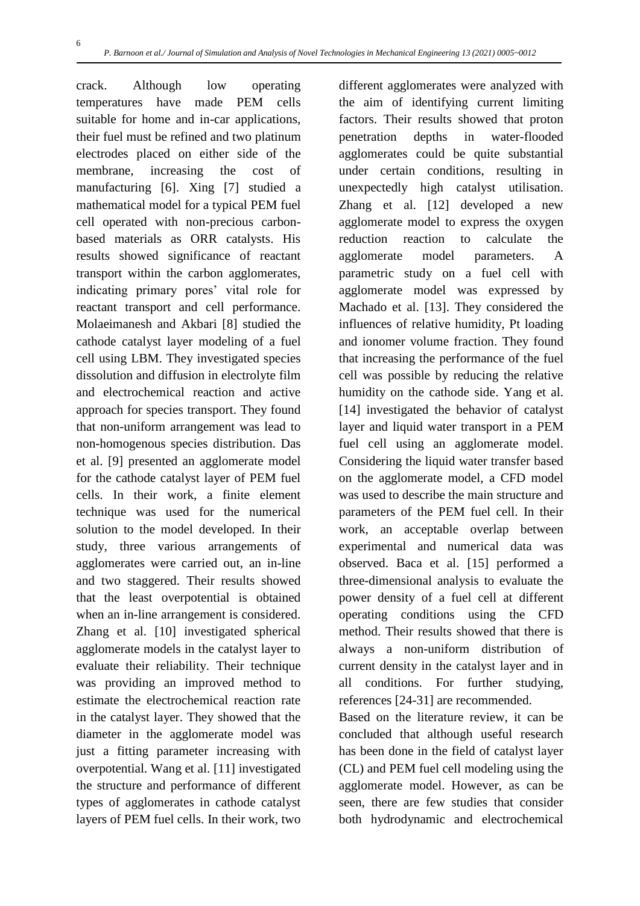crack. Although low operating temperatures have made PEM cells suitable for home and in-car applications, their fuel must be refined and two platinum electrodes placed on either side of the membrane, increasing the cost of manufacturing [6]. Xing [7] studied a mathematical model for a typical PEM fuel cell operated with non-precious carbon-based materials as ORR catalysts. His results showed significance of reactant transport within the carbon agglomerates, indicating primary pores' vital role for reactant transport and cell performance. Molaeimanesh and Akbari [8] studied the cathode catalyst layer modeling of a fuel cell using LBM. They investigated species dissolution and diffusion in electrolyte film and electrochemical reaction and active approach for species transport. They found that non-uniform arrangement was lead to non-homogenous species distribution. Das et al. [9] presented an agglomerate model for the cathode catalyst layer of PEM fuel cells. In their work, a finite element technique was used for the numerical solution to the model developed. In their study, three various arrangements of agglomerates were carried out, an in-line and two staggered. Their results showed that the least overpotential is obtained when an in-line arrangement is considered. Zhang et al. [10] investigated spherical agglomerate models in the catalyst layer to evaluate their reliability. Their technique was providing an improved method to estimate the electrochemical reaction rate in the catalyst layer. They showed that the diameter in the agglomerate model was just a fitting parameter increasing with overpotential. Wang et al. [11] investigated the structure and performance of different types of agglomerates in cathode catalyst layers of PEM fuel cells. In their work, two different agglomerates were analyzed with the aim of identifying current limiting factors. Their results showed that proton penetration depths in water-flooded agglomerates could be quite substantial under certain conditions, resulting in unexpectedly high catalyst utilisation. Zhang et al. [12] developed a new agglomerate model to express the oxygen reduction reaction to calculate the agglomerate model parameters. A parametric study on a fuel cell with agglomerate model was expressed by Machado et al. [13]. They considered the influences of relative humidity, Pt loading and ionomer volume fraction. They found that increasing the performance of the fuel cell was possible by reducing the relative humidity on the cathode side. Yang et al. [14] investigated the behavior of catalyst layer and liquid water transport in a PEM fuel cell using an agglomerate model. Considering the liquid water transfer based on the agglomerate model, a CFD model was used to describe the main structure and parameters of the PEM fuel cell. In their work, an acceptable overlap between experimental and numerical data was observed. Baca et al. [15] performed a three-dimensional analysis to evaluate the power density of a fuel cell at different operating conditions using the CFD method. Their results showed that there is always a non-uniform distribution of current density in the catalyst layer and in all conditions. For further studying, references [24-31] are recommended.

Based on the literature review, it can be concluded that although useful research has been done in the field of catalyst layer (CL) and PEM fuel cell modeling using the agglomerate model. However, as can be seen, there are few studies that consider both hydrodynamic and electrochemical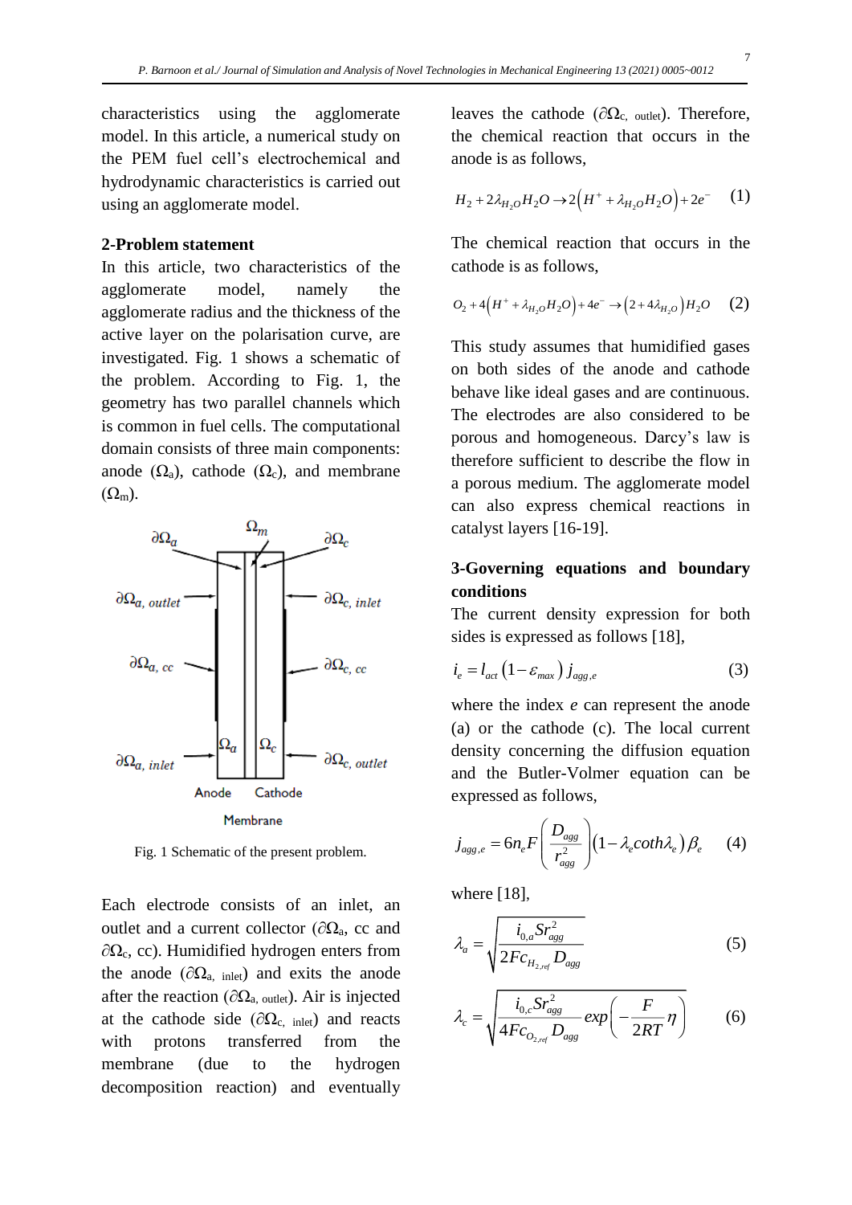characteristics using the agglomerate model. In this article, a numerical study on the PEM fuel cell's electrochemical and hydrodynamic characteristics is carried out using an agglomerate model.

## 2-Problem statement

In this article, two characteristics of the agglomerate model, namely the agglomerate radius and the thickness of the active layer on the polarisation curve, are investigated. Fig. 1 shows a schematic of the problem. According to Fig. 1, the geometry has two parallel channels which is common in fuel cells. The computational domain consists of three main components: anode ($\Omega_a$), cathode ($\Omega_c$), and membrane ($\Omega_m$).

Fig. 1 Schematic of the present problem.

Each electrode consists of an inlet, an outlet and a current collector ($\partial\Omega_a$, cc and $\partial\Omega_c$, cc). Humidified hydrogen enters from the anode ($\partial\Omega_{a,\ inlet}$) and exits the anode after the reaction ($\partial\Omega_{a,\ outlet}$). Air is injected at the cathode side ($\partial\Omega_{c,\ inlet}$) and reacts with protons transferred from the membrane (due to the hydrogen decomposition reaction) and eventually leaves the cathode ($\partial\Omega_{c,\ outlet}$). Therefore, the chemical reaction that occurs in the anode is as follows,

$$H_2 + 2\lambda_{H_2O} H_2O \rightarrow 2\left(H^+ + \lambda_{H_2O} H_2O\right) + 2e^- \quad (1)$$

The chemical reaction that occurs in the cathode is as follows,

$$O_2 + 4\left(H^+ + \lambda_{H_2O} H_2O\right) + 4e^- \rightarrow \left(2 + 4\lambda_{H_2O}\right) H_2O \quad (2)$$

This study assumes that humidified gases on both sides of the anode and cathode behave like ideal gases and are continuous. The electrodes are also considered to be porous and homogeneous. Darcy's law is therefore sufficient to describe the flow in a porous medium. The agglomerate model can also express chemical reactions in catalyst layers [16-19].

## 3-Governing equations and boundary conditions

The current density expression for both sides is expressed as follows [18],

$$i_e = l_{act}\left(1 - \varepsilon_{max}\right) j_{agg,e} \quad (3)$$

where the index $e$ can represent the anode (a) or the cathode (c). The local current density concerning the diffusion equation and the Butler-Volmer equation can be expressed as follows,

$$j_{agg,e} = 6 n_e F\left(\frac{D_{agg}}{r_{agg}^2}\right)\left(1 - \lambda_e \coth\lambda_e\right)\beta_e \quad (4)$$

where [18],

$$\lambda_a = \sqrt{\frac{i_{0,a} S r_{agg}^2}{2 F c_{H_2,ref} D_{agg}}} \quad (5)$$

$$\lambda_c = \sqrt{\frac{i_{0,c} S r_{agg}^2}{4 F c_{O_2,ref} D_{agg}} \exp\left(-\frac{F}{2RT}\eta\right)} \quad (6)$$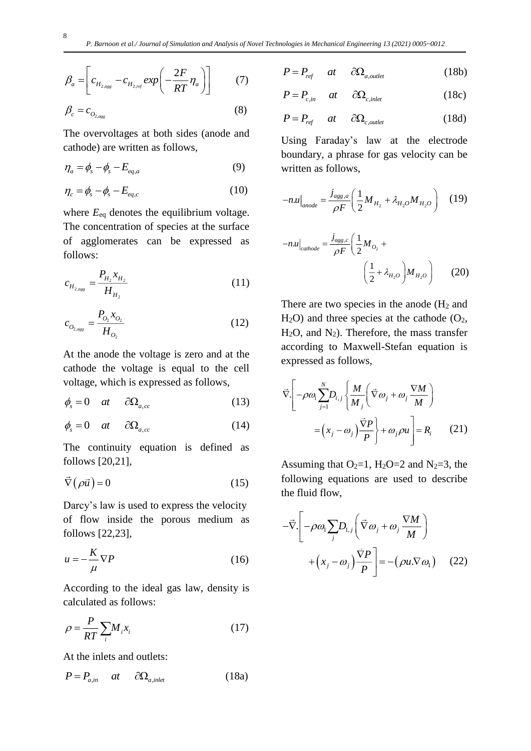$$\beta_a = \left[ c_{H_{2,agg}} - c_{H_{2,ref}} exp\left( -\frac{2F}{RT}\eta_a \right) \right] \quad (7)$$

$$\beta_c = c_{O_{2,agg}} \quad (8)$$

The overvoltages at both sides (anode and cathode) are written as follows,

$$\eta_a = \phi_s - \phi_s - E_{eq,a} \quad (9)$$

$$\eta_c = \phi_s - \phi_s - E_{eq,c} \quad (10)$$

where $E_{eq}$ denotes the equilibrium voltage. The concentration of species at the surface of agglomerates can be expressed as follows:

$$c_{H_{2,agg}} = \frac{P_{H_2} x_{H_2}}{H_{H_2}} \quad (11)$$

$$c_{O_{2,agg}} = \frac{P_{O_2} x_{O_2}}{H_{O_2}} \quad (12)$$

At the anode the voltage is zero and at the cathode the voltage is equal to the cell voltage, which is expressed as follows,

$$\phi_s = 0 \quad at \quad \partial\Omega_{a,cc} \quad (13)$$

$$\phi_s = 0 \quad at \quad \partial\Omega_{a,cc} \quad (14)$$

The continuity equation is defined as follows [20,21],

$$\vec{\nabla}(\rho\vec{u}) = 0 \quad (15)$$

Darcy's law is used to express the velocity of flow inside the porous medium as follows [22,23],

$$u = -\frac{K}{\mu}\nabla P \quad (16)$$

According to the ideal gas law, density is calculated as follows:

$$\rho = \frac{P}{RT}\sum_i M_i x_i \quad (17)$$

At the inlets and outlets:

$$P = P_{a,in} \quad at \quad \partial\Omega_{a,inlet} \quad (18a)$$

$$P = P_{ref} \quad at \quad \partial\Omega_{a,outlet} \quad (18b)$$

$$P = P_{c,in} \quad at \quad \partial\Omega_{c,inlet} \quad (18c)$$

$$P = P_{ref} \quad at \quad \partial\Omega_{c,outlet} \quad (18d)$$

Using Faraday's law at the electrode boundary, a phrase for gas velocity can be written as follows,

$$-n.u|_{anode} = \frac{j_{agg,a}}{\rho F}\left( \frac{1}{2}M_{H_2} + \lambda_{H_2O}M_{H_2O} \right) \quad (19)$$

$$-n.u|_{cathode} = \frac{j_{agg,c}}{\rho F}\left( \frac{1}{2}M_{O_2} + \left( \frac{1}{2} + \lambda_{H_2O} \right) M_{H_2O} \right) \quad (20)$$

There are two species in the anode ($H_2$ and $H_2O$) and three species at the cathode ($O_2$, $H_2O$, and $N_2$). Therefore, the mass transfer according to Maxwell-Stefan equation is expressed as follows,

$$\vec{\nabla}.\left[ -\rho\omega_i \sum_{j=1}^{N} D_{i,j} \left\{ \frac{M}{M_j}\left( \vec{\nabla}\omega_j + \omega_j \frac{\nabla M}{M} \right) = \left( x_j - \omega_j \right)\frac{\vec{\nabla}P}{P} \right\} + \omega_j \rho u \right] = R_i \quad (21)$$

Assuming that $O_2$=1, $H_2O$=2 and $N_2$=3, the following equations are used to describe the fluid flow,

$$-\vec{\nabla}.\left[ -\rho\omega_1 \sum_j D_{1,j} \left( \vec{\nabla}\omega_j + \omega_j \frac{\nabla M}{M} \right) + \left( x_j - \omega_j \right)\frac{\vec{\nabla}P}{P} \right] = -\left( \rho u.\nabla\omega_1 \right) \quad (22)$$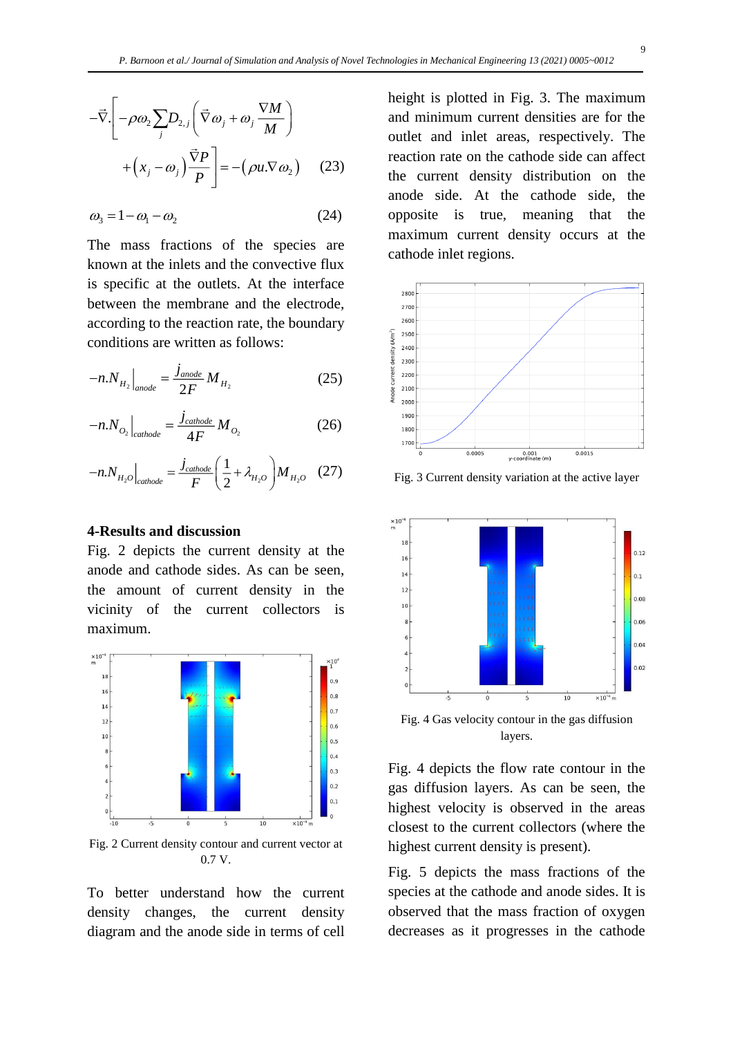$$-\vec{\nabla}.\left[-\rho\omega_2\sum_j D_{2,j}\left(\vec{\nabla}\omega_j+\omega_j\frac{\nabla M}{M}\right)+\left(x_j-\omega_j\right)\frac{\vec{\nabla}P}{P}\right]=-\left(\rho u.\nabla\omega_2\right) \quad (23)$$

$$\omega_3=1-\omega_1-\omega_2 \quad (24)$$

The mass fractions of the species are known at the inlets and the convective flux is specific at the outlets. At the interface between the membrane and the electrode, according to the reaction rate, the boundary conditions are written as follows:

$$-n.N_{H_2}\Big|_{anode}=\frac{j_{anode}}{2F}M_{H_2} \quad (25)$$

$$-n.N_{O_2}\Big|_{cathode}=\frac{j_{cathode}}{4F}M_{O_2} \quad (26)$$

$$-n.N_{H_2O}\Big|_{cathode}=\frac{j_{cathode}}{F}\left(\frac{1}{2}+\lambda_{H_2O}\right)M_{H_2O} \quad (27)$$

## 4-Results and discussion

Fig. 2 depicts the current density at the anode and cathode sides. As can be seen, the amount of current density in the vicinity of the current collectors is maximum.

Fig. 2 Current density contour and current vector at 0.7 V.

To better understand how the current density changes, the current density diagram and the anode side in terms of cell height is plotted in Fig. 3. The maximum and minimum current densities are for the outlet and inlet areas, respectively. The reaction rate on the cathode side can affect the current density distribution on the anode side. At the cathode side, the opposite is true, meaning that the maximum current density occurs at the cathode inlet regions.

Fig. 3 Current density variation at the active layer

Fig. 4 Gas velocity contour in the gas diffusion layers.

Fig. 4 depicts the flow rate contour in the gas diffusion layers. As can be seen, the highest velocity is observed in the areas closest to the current collectors (where the highest current density is present).

Fig. 5 depicts the mass fractions of the species at the cathode and anode sides. It is observed that the mass fraction of oxygen decreases as it progresses in the cathode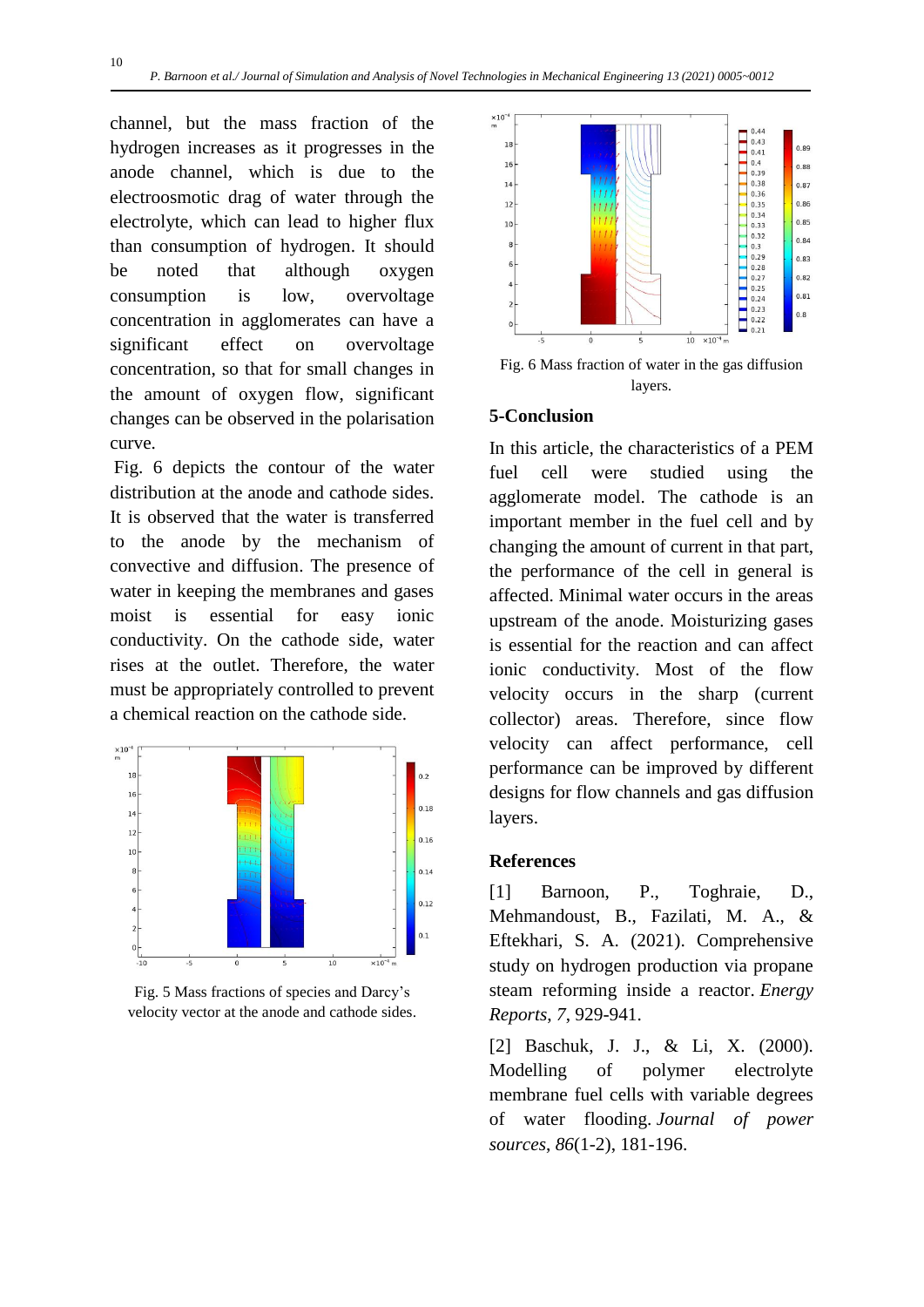channel, but the mass fraction of the hydrogen increases as it progresses in the anode channel, which is due to the electroosmotic drag of water through the electrolyte, which can lead to higher flux than consumption of hydrogen. It should be noted that although oxygen consumption is low, overvoltage concentration in agglomerates can have a significant effect on overvoltage concentration, so that for small changes in the amount of oxygen flow, significant changes can be observed in the polarisation curve.

Fig. 6 depicts the contour of the water distribution at the anode and cathode sides. It is observed that the water is transferred to the anode by the mechanism of convective and diffusion. The presence of water in keeping the membranes and gases moist is essential for easy ionic conductivity. On the cathode side, water rises at the outlet. Therefore, the water must be appropriately controlled to prevent a chemical reaction on the cathode side.

Fig. 5 Mass fractions of species and Darcy's velocity vector at the anode and cathode sides.

Fig. 6 Mass fraction of water in the gas diffusion layers.

## 5-Conclusion

In this article, the characteristics of a PEM fuel cell were studied using the agglomerate model. The cathode is an important member in the fuel cell and by changing the amount of current in that part, the performance of the cell in general is affected. Minimal water occurs in the areas upstream of the anode. Moisturizing gases is essential for the reaction and can affect ionic conductivity. Most of the flow velocity occurs in the sharp (current collector) areas. Therefore, since flow velocity can affect performance, cell performance can be improved by different designs for flow channels and gas diffusion layers.

## References

[1] Barnoon, P., Toghraie, D., Mehmandoust, B., Fazilati, M. A., & Eftekhari, S. A. (2021). Comprehensive study on hydrogen production via propane steam reforming inside a reactor. *Energy Reports*, *7*, 929-941.

[2] Baschuk, J. J., & Li, X. (2000). Modelling of polymer electrolyte membrane fuel cells with variable degrees of water flooding. *Journal of power sources*, *86*(1-2), 181-196.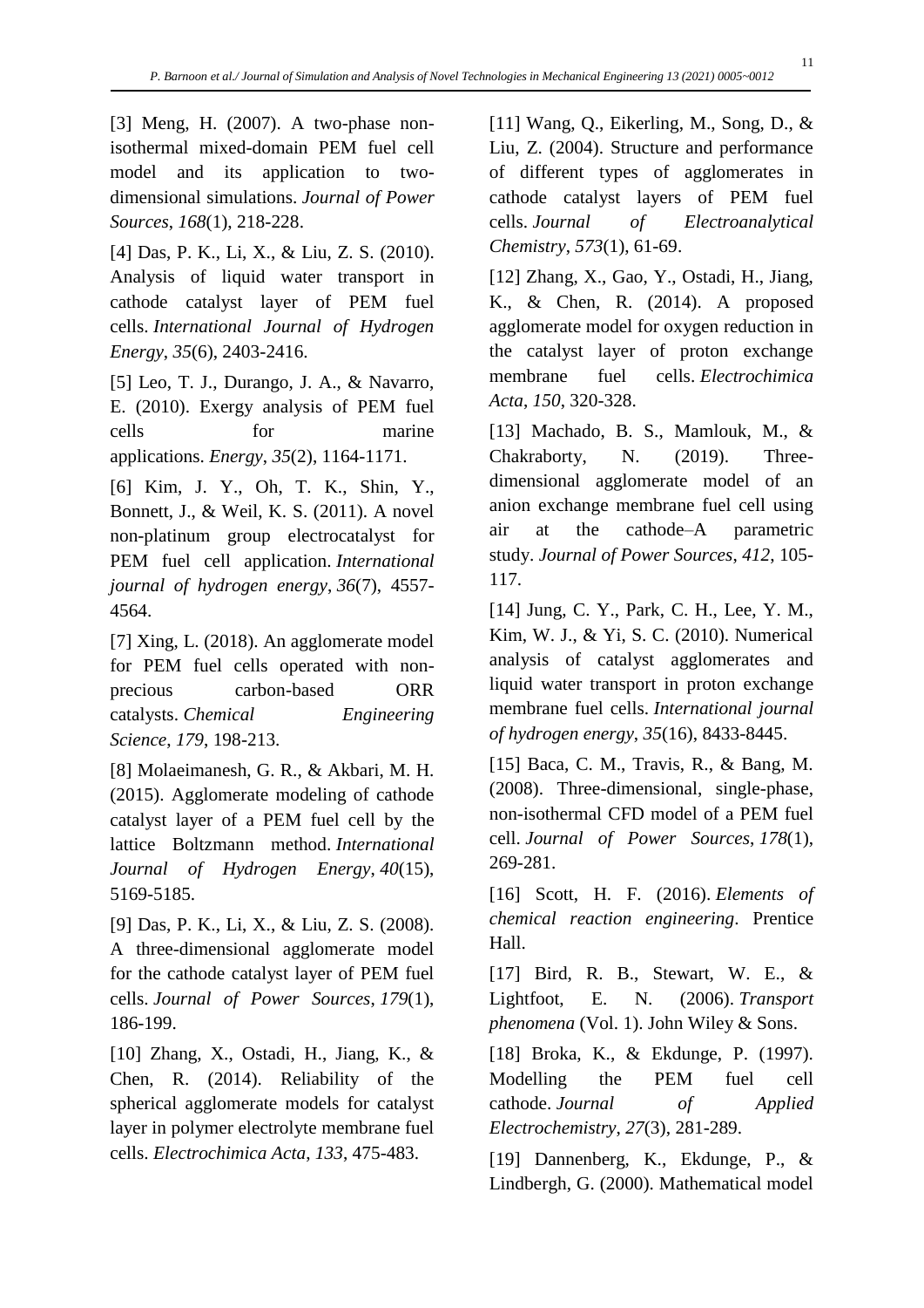[3] Meng, H. (2007). A two-phase non-isothermal mixed-domain PEM fuel cell model and its application to two-dimensional simulations. *Journal of Power Sources*, *168*(1), 218-228.

[4] Das, P. K., Li, X., & Liu, Z. S. (2010). Analysis of liquid water transport in cathode catalyst layer of PEM fuel cells. *International Journal of Hydrogen Energy*, *35*(6), 2403-2416.

[5] Leo, T. J., Durango, J. A., & Navarro, E. (2010). Exergy analysis of PEM fuel cells for marine applications. *Energy*, *35*(2), 1164-1171.

[6] Kim, J. Y., Oh, T. K., Shin, Y., Bonnett, J., & Weil, K. S. (2011). A novel non-platinum group electrocatalyst for PEM fuel cell application. *International journal of hydrogen energy*, *36*(7), 4557-4564.

[7] Xing, L. (2018). An agglomerate model for PEM fuel cells operated with non-precious carbon-based ORR catalysts. *Chemical Engineering Science*, *179*, 198-213.

[8] Molaeimanesh, G. R., & Akbari, M. H. (2015). Agglomerate modeling of cathode catalyst layer of a PEM fuel cell by the lattice Boltzmann method. *International Journal of Hydrogen Energy*, *40*(15), 5169-5185.

[9] Das, P. K., Li, X., & Liu, Z. S. (2008). A three-dimensional agglomerate model for the cathode catalyst layer of PEM fuel cells. *Journal of Power Sources*, *179*(1), 186-199.

[10] Zhang, X., Ostadi, H., Jiang, K., & Chen, R. (2014). Reliability of the spherical agglomerate models for catalyst layer in polymer electrolyte membrane fuel cells. *Electrochimica Acta*, *133*, 475-483.

[11] Wang, Q., Eikerling, M., Song, D., & Liu, Z. (2004). Structure and performance of different types of agglomerates in cathode catalyst layers of PEM fuel cells. *Journal of Electroanalytical Chemistry*, *573*(1), 61-69.

[12] Zhang, X., Gao, Y., Ostadi, H., Jiang, K., & Chen, R. (2014). A proposed agglomerate model for oxygen reduction in the catalyst layer of proton exchange membrane fuel cells. *Electrochimica Acta*, *150*, 320-328.

[13] Machado, B. S., Mamlouk, M., & Chakraborty, N. (2019). Three-dimensional agglomerate model of an anion exchange membrane fuel cell using air at the cathode–A parametric study. *Journal of Power Sources*, *412*, 105-117.

[14] Jung, C. Y., Park, C. H., Lee, Y. M., Kim, W. J., & Yi, S. C. (2010). Numerical analysis of catalyst agglomerates and liquid water transport in proton exchange membrane fuel cells. *International journal of hydrogen energy*, *35*(16), 8433-8445.

[15] Baca, C. M., Travis, R., & Bang, M. (2008). Three-dimensional, single-phase, non-isothermal CFD model of a PEM fuel cell. *Journal of Power Sources*, *178*(1), 269-281.

[16] Scott, H. F. (2016). *Elements of chemical reaction engineering*. Prentice Hall.

[17] Bird, R. B., Stewart, W. E., & Lightfoot, E. N. (2006). *Transport phenomena* (Vol. 1). John Wiley & Sons.

[18] Broka, K., & Ekdunge, P. (1997). Modelling the PEM fuel cell cathode. *Journal of Applied Electrochemistry*, *27*(3), 281-289.

[19] Dannenberg, K., Ekdunge, P., & Lindbergh, G. (2000). Mathematical model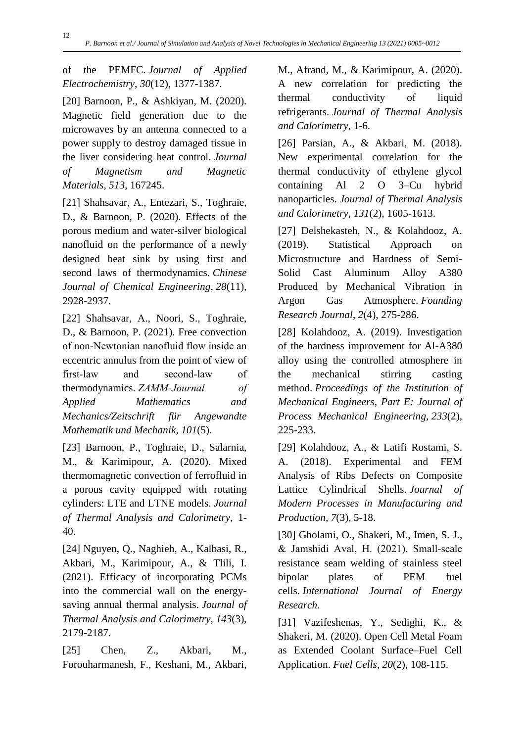of the PEMFC. *Journal of Applied Electrochemistry*, *30*(12), 1377-1387.

[20] Barnoon, P., & Ashkiyan, M. (2020). Magnetic field generation due to the microwaves by an antenna connected to a power supply to destroy damaged tissue in the liver considering heat control. *Journal of Magnetism and Magnetic Materials*, *513*, 167245.

[21] Shahsavar, A., Entezari, S., Toghraie, D., & Barnoon, P. (2020). Effects of the porous medium and water-silver biological nanofluid on the performance of a newly designed heat sink by using first and second laws of thermodynamics. *Chinese Journal of Chemical Engineering*, *28*(11), 2928-2937.

[22] Shahsavar, A., Noori, S., Toghraie, D., & Barnoon, P. (2021). Free convection of non-Newtonian nanofluid flow inside an eccentric annulus from the point of view of first-law and second-law of thermodynamics. *ZAMM-Journal of Applied Mathematics and Mechanics/Zeitschrift für Angewandte Mathematik und Mechanik*, *101*(5).

[23] Barnoon, P., Toghraie, D., Salarnia, M., & Karimipour, A. (2020). Mixed thermomagnetic convection of ferrofluid in a porous cavity equipped with rotating cylinders: LTE and LTNE models. *Journal of Thermal Analysis and Calorimetry*, 1-40.

[24] Nguyen, Q., Naghieh, A., Kalbasi, R., Akbari, M., Karimipour, A., & Tlili, I. (2021). Efficacy of incorporating PCMs into the commercial wall on the energy-saving annual thermal analysis. *Journal of Thermal Analysis and Calorimetry*, *143*(3), 2179-2187.

[25] Chen, Z., Akbari, M., Forouharmanesh, F., Keshani, M., Akbari, M., Afrand, M., & Karimipour, A. (2020). A new correlation for predicting the thermal conductivity of liquid refrigerants. *Journal of Thermal Analysis and Calorimetry*, 1-6.

[26] Parsian, A., & Akbari, M. (2018). New experimental correlation for the thermal conductivity of ethylene glycol containing Al 2 O 3–Cu hybrid nanoparticles. *Journal of Thermal Analysis and Calorimetry*, *131*(2), 1605-1613.

[27] Delshekasteh, N., & Kolahdooz, A. (2019). Statistical Approach on Microstructure and Hardness of Semi-Solid Cast Aluminum Alloy A380 Produced by Mechanical Vibration in Argon Gas Atmosphere. *Founding Research Journal*, *2*(4), 275-286.

[28] Kolahdooz, A. (2019). Investigation of the hardness improvement for Al-A380 alloy using the controlled atmosphere in the mechanical stirring casting method. *Proceedings of the Institution of Mechanical Engineers, Part E: Journal of Process Mechanical Engineering*, *233*(2), 225-233.

[29] Kolahdooz, A., & Latifi Rostami, S. A. (2018). Experimental and FEM Analysis of Ribs Defects on Composite Lattice Cylindrical Shells. *Journal of Modern Processes in Manufacturing and Production*, *7*(3), 5-18.

[30] Gholami, O., Shakeri, M., Imen, S. J., & Jamshidi Aval, H. (2021). Small-scale resistance seam welding of stainless steel bipolar plates of PEM fuel cells. *International Journal of Energy Research*.

[31] Vazifeshenas, Y., Sedighi, K., & Shakeri, M. (2020). Open Cell Metal Foam as Extended Coolant Surface–Fuel Cell Application. *Fuel Cells*, *20*(2), 108-115.